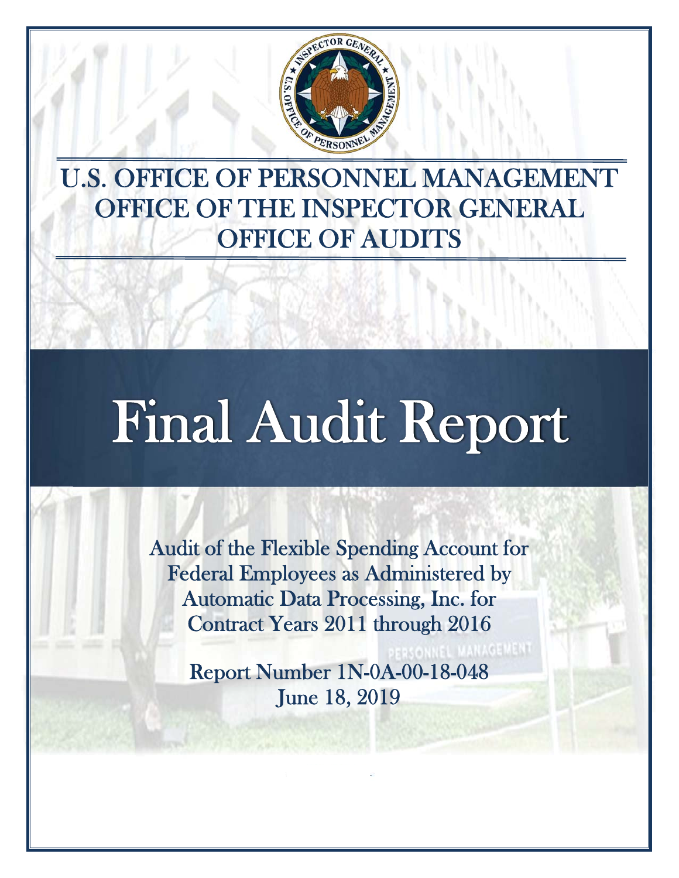# U.S. OFFICE OF PERSONNEL MANAGEMENT
# OFFICE OF THE INSPECTOR GENERAL
# OFFICE OF AUDITS

# Final Audit Report

Audit of the Flexible Spending Account for Federal Employees as Administered by Automatic Data Processing, Inc. for Contract Years 2011 through 2016

Report Number 1N-0A-00-18-048
June 18, 2019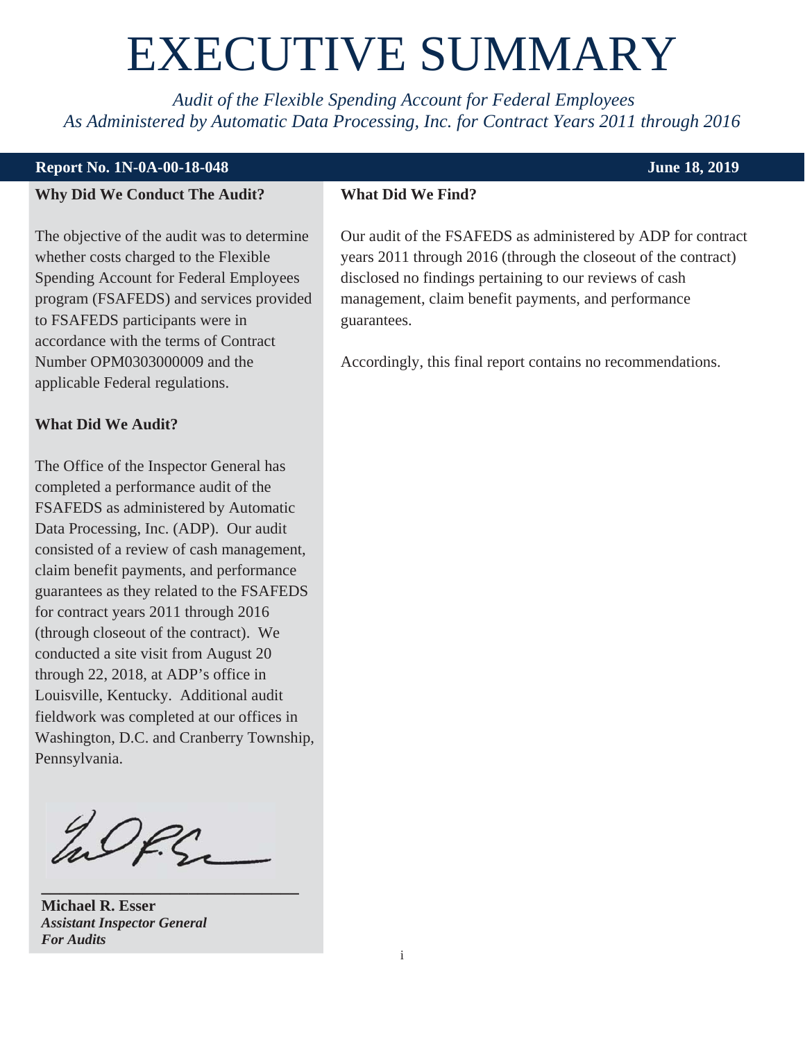# EXECUTIVE SUMMARY

*Audit of the Flexible Spending Account for Federal Employees*
*As Administered by Automatic Data Processing, Inc. for Contract Years 2011 through 2016*

**Report No. 1N-0A-00-18-048** **June 18, 2019**

**Why Did We Conduct The Audit?**

The objective of the audit was to determine whether costs charged to the Flexible Spending Account for Federal Employees program (FSAFEDS) and services provided to FSAFEDS participants were in accordance with the terms of Contract Number OPM0303000009 and the applicable Federal regulations.

**What Did We Audit?**

The Office of the Inspector General has completed a performance audit of the FSAFEDS as administered by Automatic Data Processing, Inc. (ADP). Our audit consisted of a review of cash management, claim benefit payments, and performance guarantees as they related to the FSAFEDS for contract years 2011 through 2016 (through closeout of the contract). We conducted a site visit from August 20 through 22, 2018, at ADP's office in Louisville, Kentucky. Additional audit fieldwork was completed at our offices in Washington, D.C. and Cranberry Township, Pennsylvania.

**Michael R. Esser**
***Assistant Inspector General***
***For Audits***

**What Did We Find?**

Our audit of the FSAFEDS as administered by ADP for contract years 2011 through 2016 (through the closeout of the contract) disclosed no findings pertaining to our reviews of cash management, claim benefit payments, and performance guarantees.

Accordingly, this final report contains no recommendations.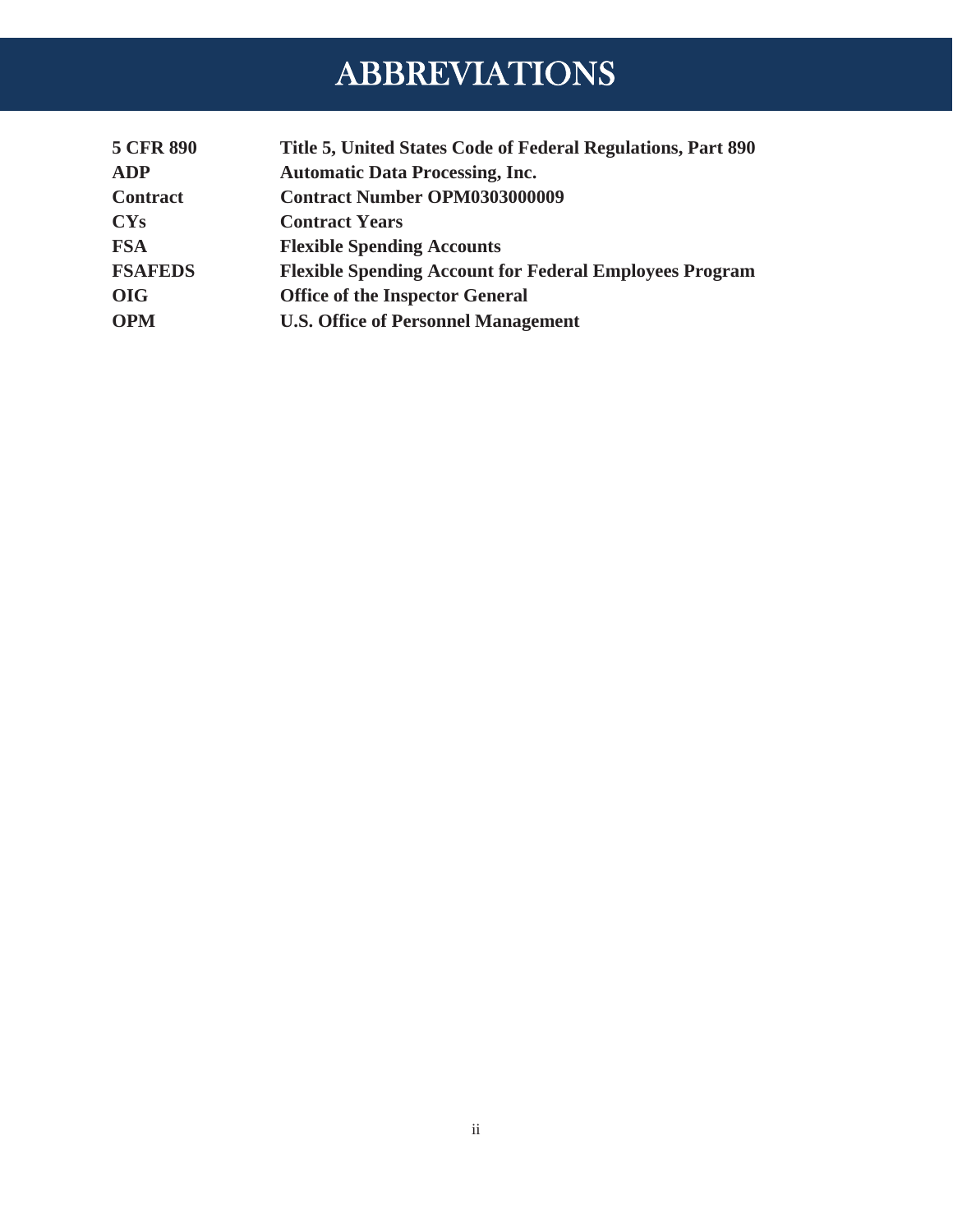# ABBREVIATIONS

| | |
|---|---|
| **5 CFR 890** | **Title 5, United States Code of Federal Regulations, Part 890** |
| **ADP** | **Automatic Data Processing, Inc.** |
| **Contract** | **Contract Number OPM0303000009** |
| **CYs** | **Contract Years** |
| **FSA** | **Flexible Spending Accounts** |
| **FSAFEDS** | **Flexible Spending Account for Federal Employees Program** |
| **OIG** | **Office of the Inspector General** |
| **OPM** | **U.S. Office of Personnel Management** |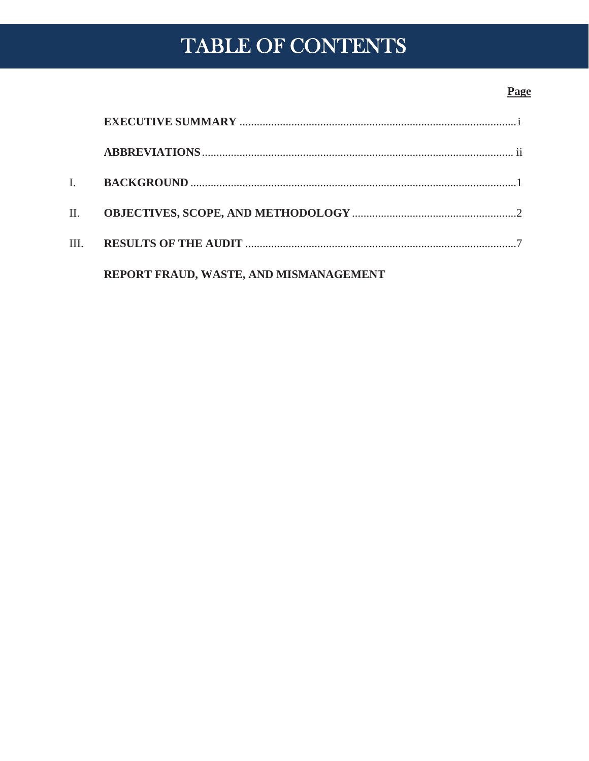# TABLE OF CONTENTS

| | | Page |
|---|---|---|
| | **EXECUTIVE SUMMARY** | i |
| | **ABBREVIATIONS** | ii |
| I. | **BACKGROUND** | 1 |
| II. | **OBJECTIVES, SCOPE, AND METHODOLOGY** | 2 |
| III. | **RESULTS OF THE AUDIT** | 7 |
| | **REPORT FRAUD, WASTE, AND MISMANAGEMENT** | |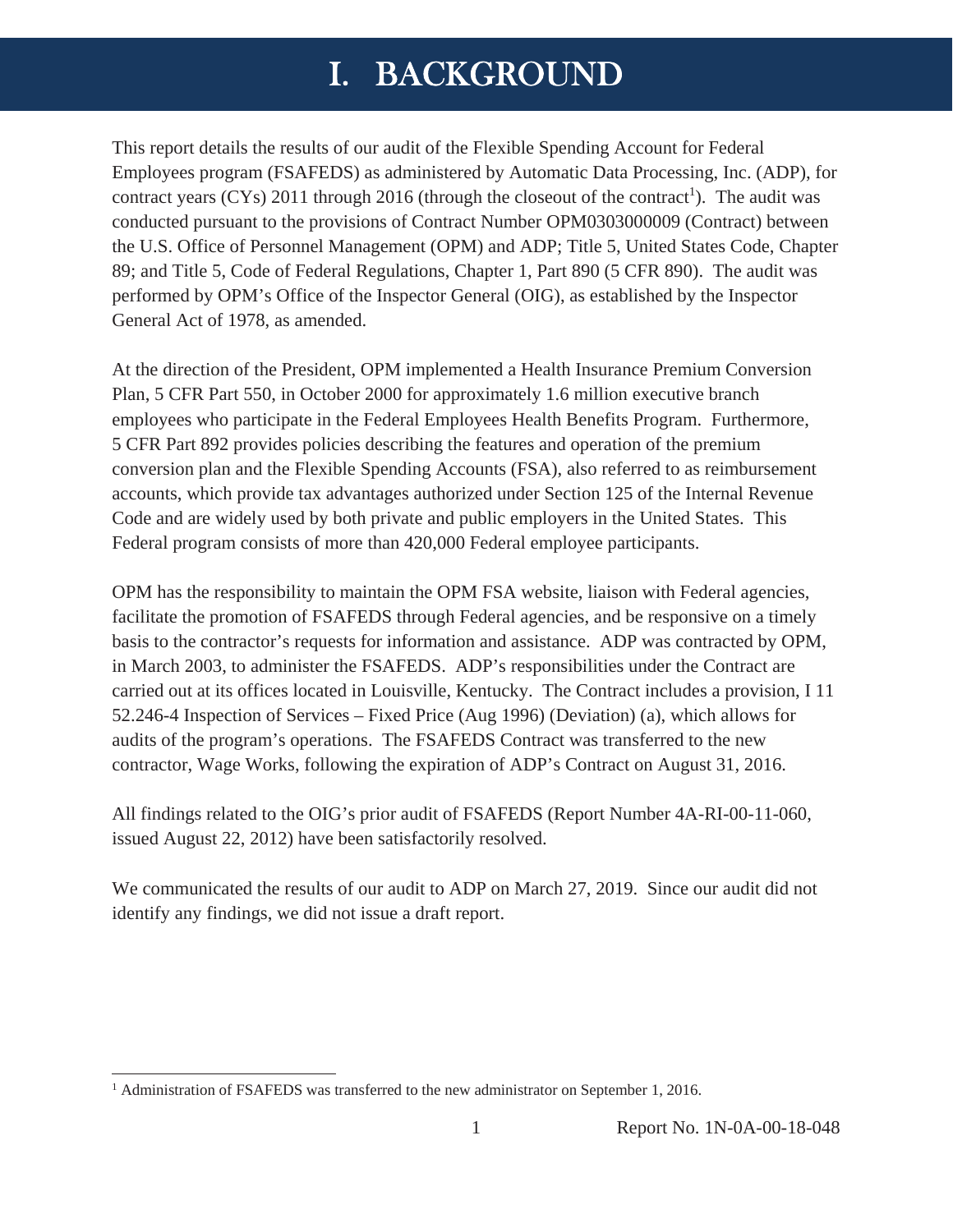# I. BACKGROUND

This report details the results of our audit of the Flexible Spending Account for Federal Employees program (FSAFEDS) as administered by Automatic Data Processing, Inc. (ADP), for contract years (CYs) 2011 through 2016 (through the closeout of the contract[1]). The audit was conducted pursuant to the provisions of Contract Number OPM0303000009 (Contract) between the U.S. Office of Personnel Management (OPM) and ADP; Title 5, United States Code, Chapter 89; and Title 5, Code of Federal Regulations, Chapter 1, Part 890 (5 CFR 890). The audit was performed by OPM's Office of the Inspector General (OIG), as established by the Inspector General Act of 1978, as amended.

At the direction of the President, OPM implemented a Health Insurance Premium Conversion Plan, 5 CFR Part 550, in October 2000 for approximately 1.6 million executive branch employees who participate in the Federal Employees Health Benefits Program. Furthermore, 5 CFR Part 892 provides policies describing the features and operation of the premium conversion plan and the Flexible Spending Accounts (FSA), also referred to as reimbursement accounts, which provide tax advantages authorized under Section 125 of the Internal Revenue Code and are widely used by both private and public employers in the United States. This Federal program consists of more than 420,000 Federal employee participants.

OPM has the responsibility to maintain the OPM FSA website, liaison with Federal agencies, facilitate the promotion of FSAFEDS through Federal agencies, and be responsive on a timely basis to the contractor's requests for information and assistance. ADP was contracted by OPM, in March 2003, to administer the FSAFEDS. ADP's responsibilities under the Contract are carried out at its offices located in Louisville, Kentucky. The Contract includes a provision, I 11 52.246-4 Inspection of Services – Fixed Price (Aug 1996) (Deviation) (a), which allows for audits of the program's operations. The FSAFEDS Contract was transferred to the new contractor, Wage Works, following the expiration of ADP's Contract on August 31, 2016.

All findings related to the OIG's prior audit of FSAFEDS (Report Number 4A-RI-00-11-060, issued August 22, 2012) have been satisfactorily resolved.

We communicated the results of our audit to ADP on March 27, 2019. Since our audit did not identify any findings, we did not issue a draft report.

[1] Administration of FSAFEDS was transferred to the new administrator on September 1, 2016.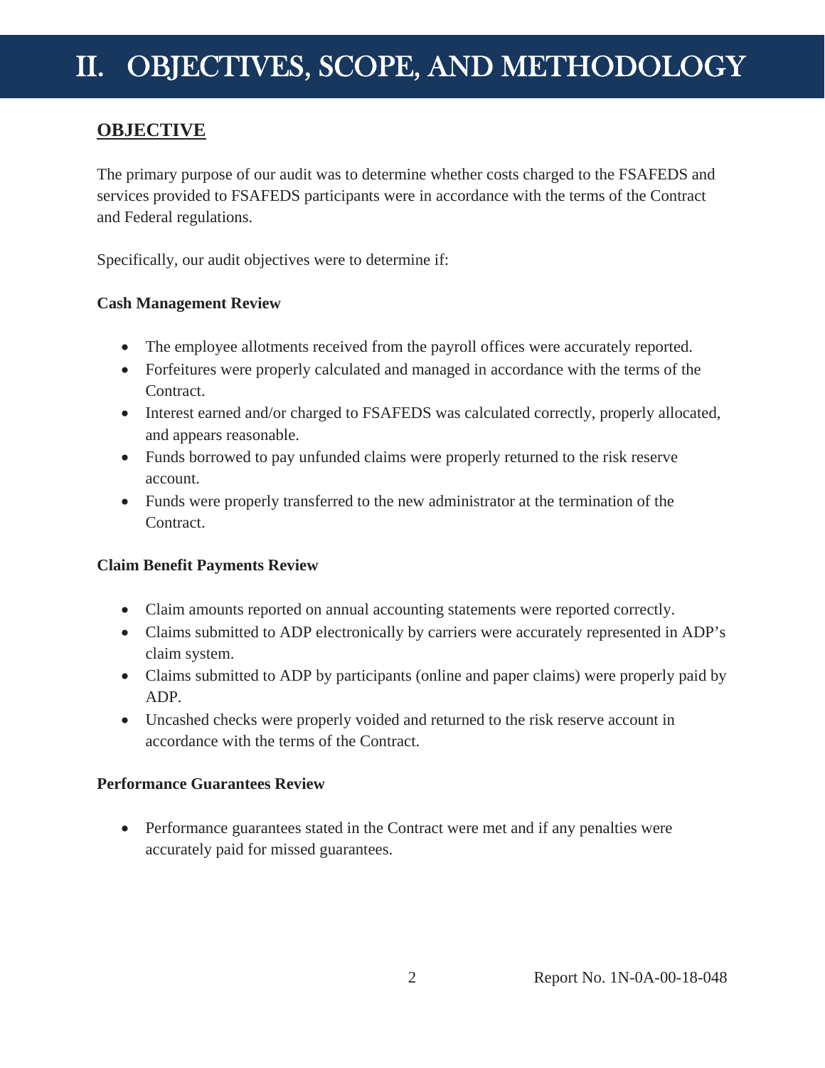# II. OBJECTIVES, SCOPE, AND METHODOLOGY

## OBJECTIVE

The primary purpose of our audit was to determine whether costs charged to the FSAFEDS and services provided to FSAFEDS participants were in accordance with the terms of the Contract and Federal regulations.

Specifically, our audit objectives were to determine if:

**Cash Management Review**

- The employee allotments received from the payroll offices were accurately reported.
- Forfeitures were properly calculated and managed in accordance with the terms of the Contract.
- Interest earned and/or charged to FSAFEDS was calculated correctly, properly allocated, and appears reasonable.
- Funds borrowed to pay unfunded claims were properly returned to the risk reserve account.
- Funds were properly transferred to the new administrator at the termination of the Contract.

**Claim Benefit Payments Review**

- Claim amounts reported on annual accounting statements were reported correctly.
- Claims submitted to ADP electronically by carriers were accurately represented in ADP's claim system.
- Claims submitted to ADP by participants (online and paper claims) were properly paid by ADP.
- Uncashed checks were properly voided and returned to the risk reserve account in accordance with the terms of the Contract.

**Performance Guarantees Review**

- Performance guarantees stated in the Contract were met and if any penalties were accurately paid for missed guarantees.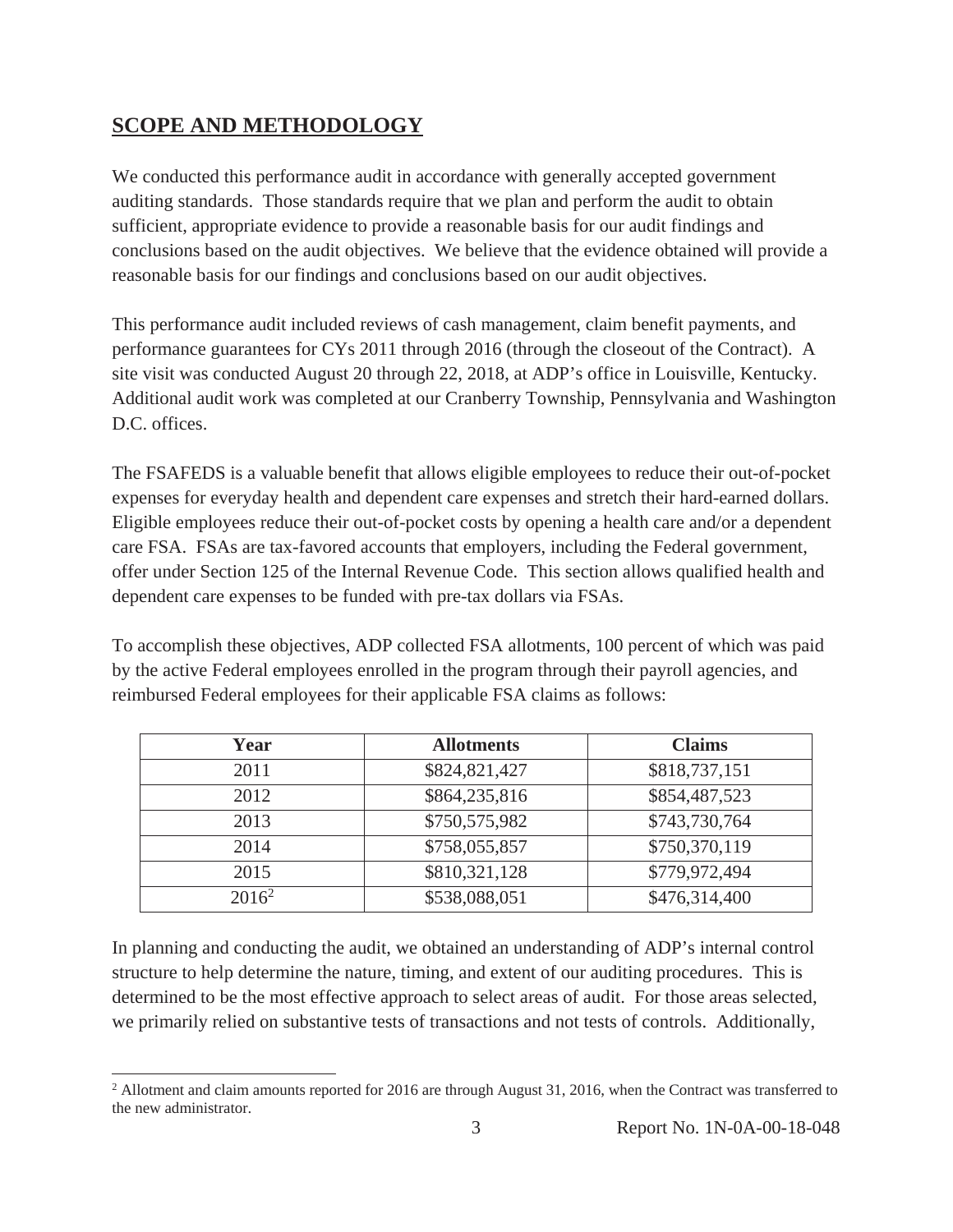## SCOPE AND METHODOLOGY

We conducted this performance audit in accordance with generally accepted government auditing standards. Those standards require that we plan and perform the audit to obtain sufficient, appropriate evidence to provide a reasonable basis for our audit findings and conclusions based on the audit objectives. We believe that the evidence obtained will provide a reasonable basis for our findings and conclusions based on our audit objectives.

This performance audit included reviews of cash management, claim benefit payments, and performance guarantees for CYs 2011 through 2016 (through the closeout of the Contract). A site visit was conducted August 20 through 22, 2018, at ADP's office in Louisville, Kentucky. Additional audit work was completed at our Cranberry Township, Pennsylvania and Washington D.C. offices.

The FSAFEDS is a valuable benefit that allows eligible employees to reduce their out-of-pocket expenses for everyday health and dependent care expenses and stretch their hard-earned dollars. Eligible employees reduce their out-of-pocket costs by opening a health care and/or a dependent care FSA. FSAs are tax-favored accounts that employers, including the Federal government, offer under Section 125 of the Internal Revenue Code. This section allows qualified health and dependent care expenses to be funded with pre-tax dollars via FSAs.

To accomplish these objectives, ADP collected FSA allotments, 100 percent of which was paid by the active Federal employees enrolled in the program through their payroll agencies, and reimbursed Federal employees for their applicable FSA claims as follows:

| Year | Allotments | Claims |
|---|---|---|
| 2011 | $824,821,427 | $818,737,151 |
| 2012 | $864,235,816 | $854,487,523 |
| 2013 | $750,575,982 | $743,730,764 |
| 2014 | $758,055,857 | $750,370,119 |
| 2015 | $810,321,128 | $779,972,494 |
| 2016[2] | $538,088,051 | $476,314,400 |

In planning and conducting the audit, we obtained an understanding of ADP's internal control structure to help determine the nature, timing, and extent of our auditing procedures. This is determined to be the most effective approach to select areas of audit. For those areas selected, we primarily relied on substantive tests of transactions and not tests of controls. Additionally,

[2] Allotment and claim amounts reported for 2016 are through August 31, 2016, when the Contract was transferred to the new administrator.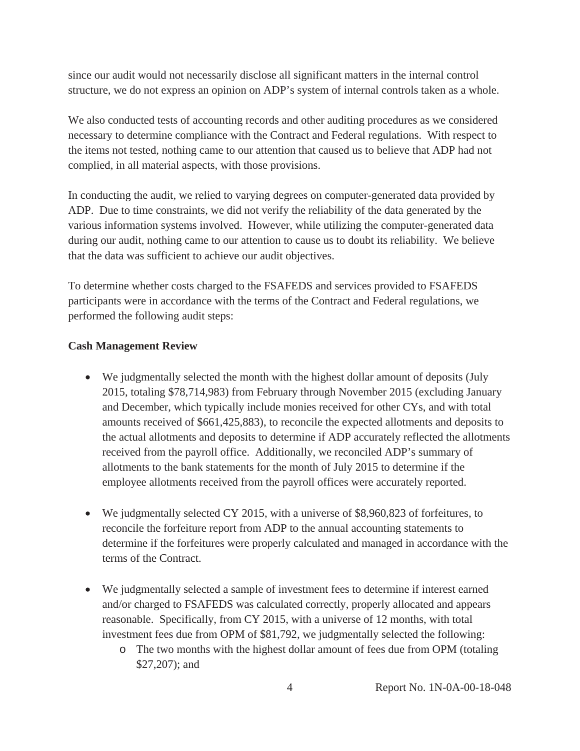since our audit would not necessarily disclose all significant matters in the internal control structure, we do not express an opinion on ADP's system of internal controls taken as a whole.

We also conducted tests of accounting records and other auditing procedures as we considered necessary to determine compliance with the Contract and Federal regulations. With respect to the items not tested, nothing came to our attention that caused us to believe that ADP had not complied, in all material aspects, with those provisions.

In conducting the audit, we relied to varying degrees on computer-generated data provided by ADP. Due to time constraints, we did not verify the reliability of the data generated by the various information systems involved. However, while utilizing the computer-generated data during our audit, nothing came to our attention to cause us to doubt its reliability. We believe that the data was sufficient to achieve our audit objectives.

To determine whether costs charged to the FSAFEDS and services provided to FSAFEDS participants were in accordance with the terms of the Contract and Federal regulations, we performed the following audit steps:

**Cash Management Review**

- We judgmentally selected the month with the highest dollar amount of deposits (July 2015, totaling $78,714,983) from February through November 2015 (excluding January and December, which typically include monies received for other CYs, and with total amounts received of $661,425,883), to reconcile the expected allotments and deposits to the actual allotments and deposits to determine if ADP accurately reflected the allotments received from the payroll office. Additionally, we reconciled ADP's summary of allotments to the bank statements for the month of July 2015 to determine if the employee allotments received from the payroll offices were accurately reported.

- We judgmentally selected CY 2015, with a universe of $8,960,823 of forfeitures, to reconcile the forfeiture report from ADP to the annual accounting statements to determine if the forfeitures were properly calculated and managed in accordance with the terms of the Contract.

- We judgmentally selected a sample of investment fees to determine if interest earned and/or charged to FSAFEDS was calculated correctly, properly allocated and appears reasonable. Specifically, from CY 2015, with a universe of 12 months, with total investment fees due from OPM of $81,792, we judgmentally selected the following:
  - The two months with the highest dollar amount of fees due from OPM (totaling $27,207); and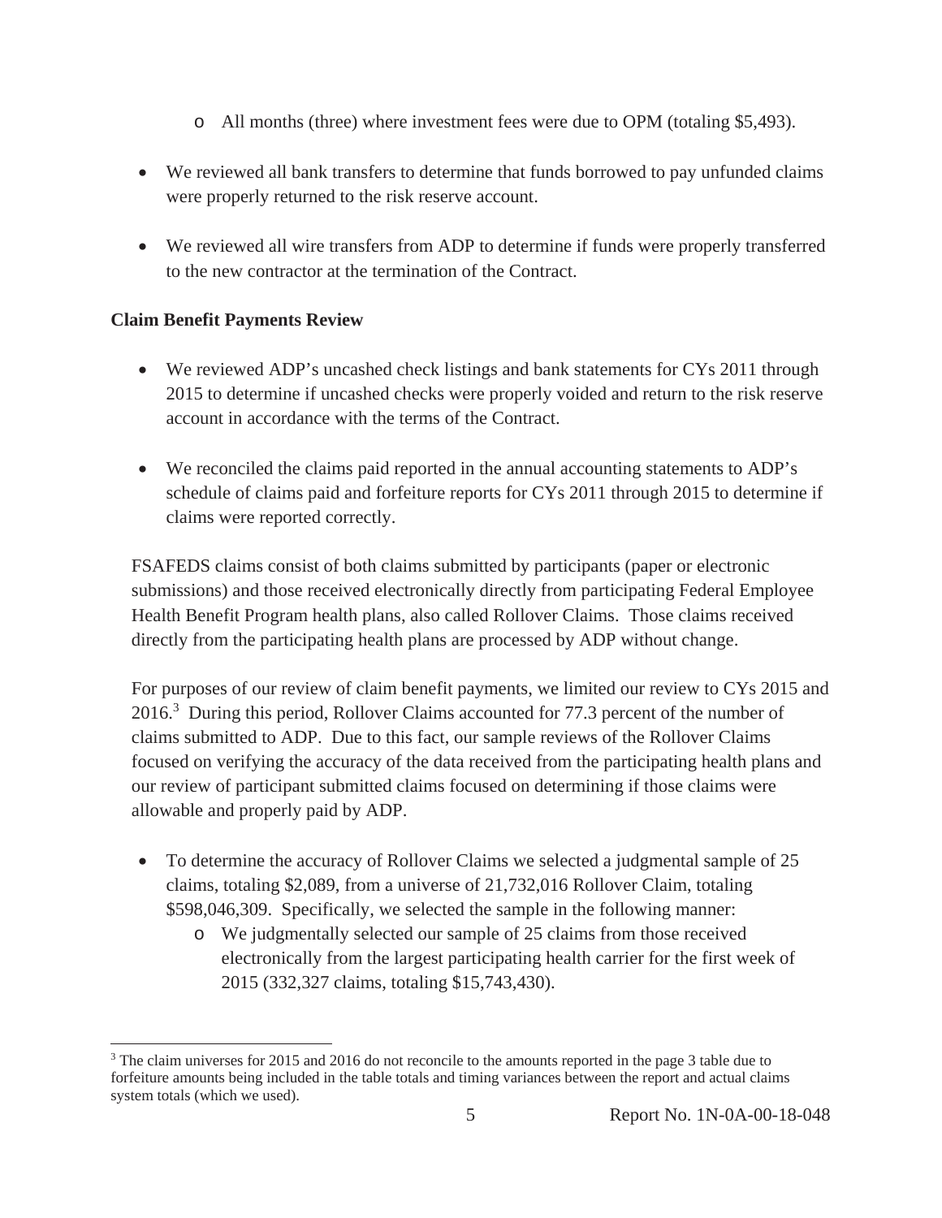- All months (three) where investment fees were due to OPM (totaling $5,493).

- We reviewed all bank transfers to determine that funds borrowed to pay unfunded claims were properly returned to the risk reserve account.

- We reviewed all wire transfers from ADP to determine if funds were properly transferred to the new contractor at the termination of the Contract.

**Claim Benefit Payments Review**

- We reviewed ADP's uncashed check listings and bank statements for CYs 2011 through 2015 to determine if uncashed checks were properly voided and return to the risk reserve account in accordance with the terms of the Contract.

- We reconciled the claims paid reported in the annual accounting statements to ADP's schedule of claims paid and forfeiture reports for CYs 2011 through 2015 to determine if claims were reported correctly.

FSAFEDS claims consist of both claims submitted by participants (paper or electronic submissions) and those received electronically directly from participating Federal Employee Health Benefit Program health plans, also called Rollover Claims. Those claims received directly from the participating health plans are processed by ADP without change.

For purposes of our review of claim benefit payments, we limited our review to CYs 2015 and 2016.[3] During this period, Rollover Claims accounted for 77.3 percent of the number of claims submitted to ADP. Due to this fact, our sample reviews of the Rollover Claims focused on verifying the accuracy of the data received from the participating health plans and our review of participant submitted claims focused on determining if those claims were allowable and properly paid by ADP.

- To determine the accuracy of Rollover Claims we selected a judgmental sample of 25 claims, totaling $2,089, from a universe of 21,732,016 Rollover Claim, totaling $598,046,309. Specifically, we selected the sample in the following manner:
  - We judgmentally selected our sample of 25 claims from those received electronically from the largest participating health carrier for the first week of 2015 (332,327 claims, totaling $15,743,430).

[3] The claim universes for 2015 and 2016 do not reconcile to the amounts reported in the page 3 table due to forfeiture amounts being included in the table totals and timing variances between the report and actual claims system totals (which we used).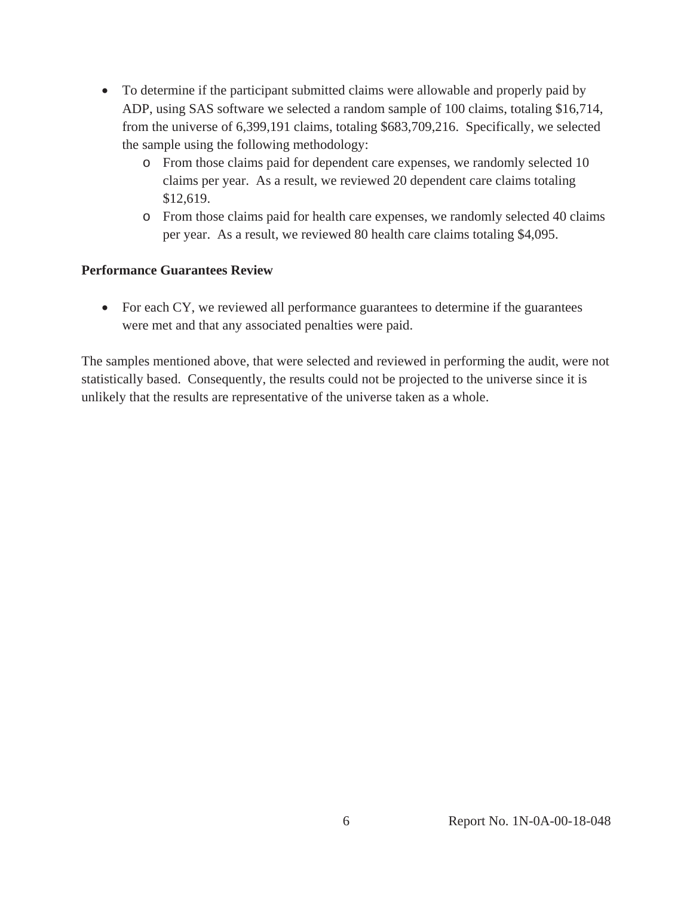- To determine if the participant submitted claims were allowable and properly paid by ADP, using SAS software we selected a random sample of 100 claims, totaling $16,714, from the universe of 6,399,191 claims, totaling $683,709,216. Specifically, we selected the sample using the following methodology:
  - From those claims paid for dependent care expenses, we randomly selected 10 claims per year. As a result, we reviewed 20 dependent care claims totaling $12,619.
  - From those claims paid for health care expenses, we randomly selected 40 claims per year. As a result, we reviewed 80 health care claims totaling $4,095.

**Performance Guarantees Review**

- For each CY, we reviewed all performance guarantees to determine if the guarantees were met and that any associated penalties were paid.

The samples mentioned above, that were selected and reviewed in performing the audit, were not statistically based. Consequently, the results could not be projected to the universe since it is unlikely that the results are representative of the universe taken as a whole.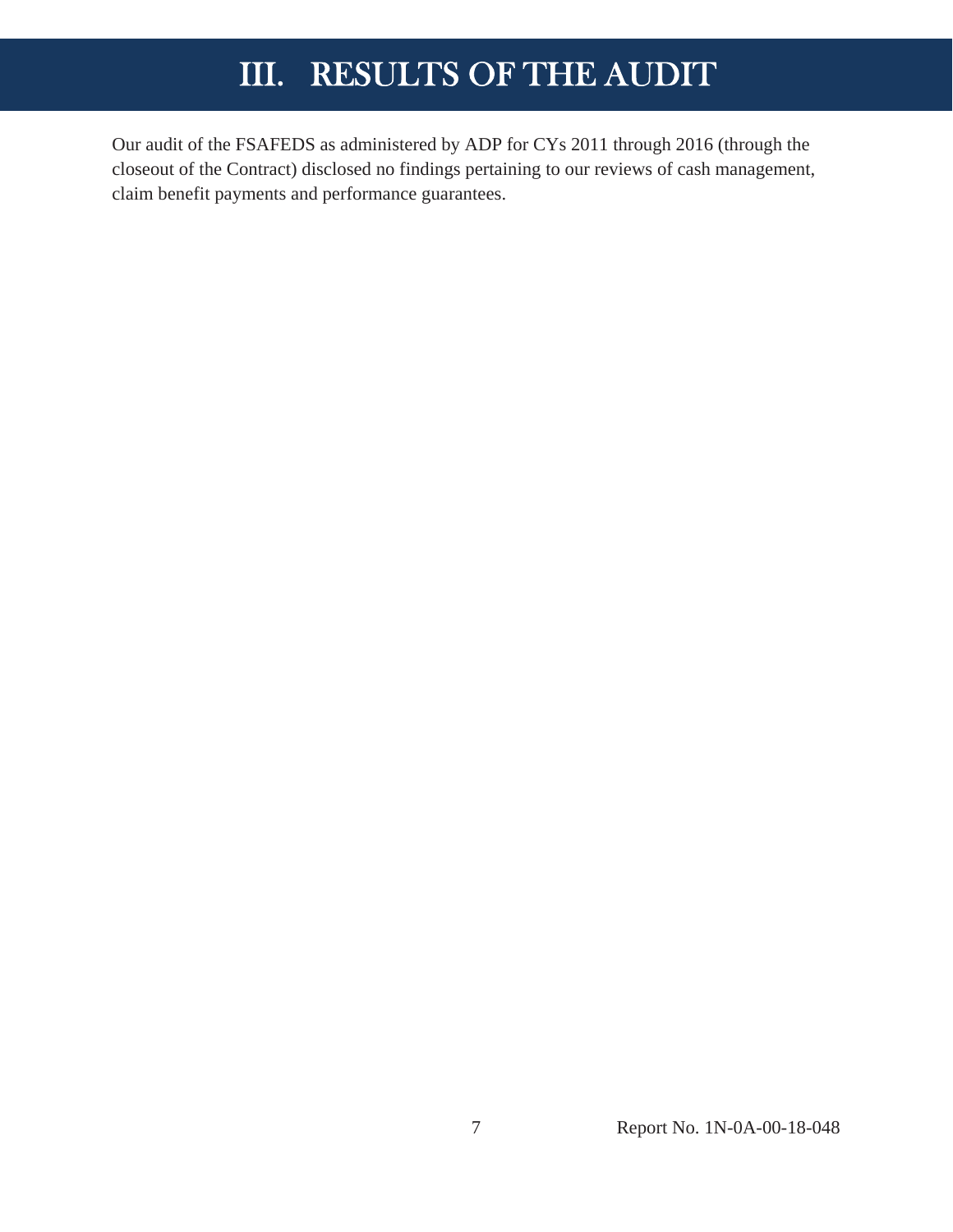# III. RESULTS OF THE AUDIT

Our audit of the FSAFEDS as administered by ADP for CYs 2011 through 2016 (through the closeout of the Contract) disclosed no findings pertaining to our reviews of cash management, claim benefit payments and performance guarantees.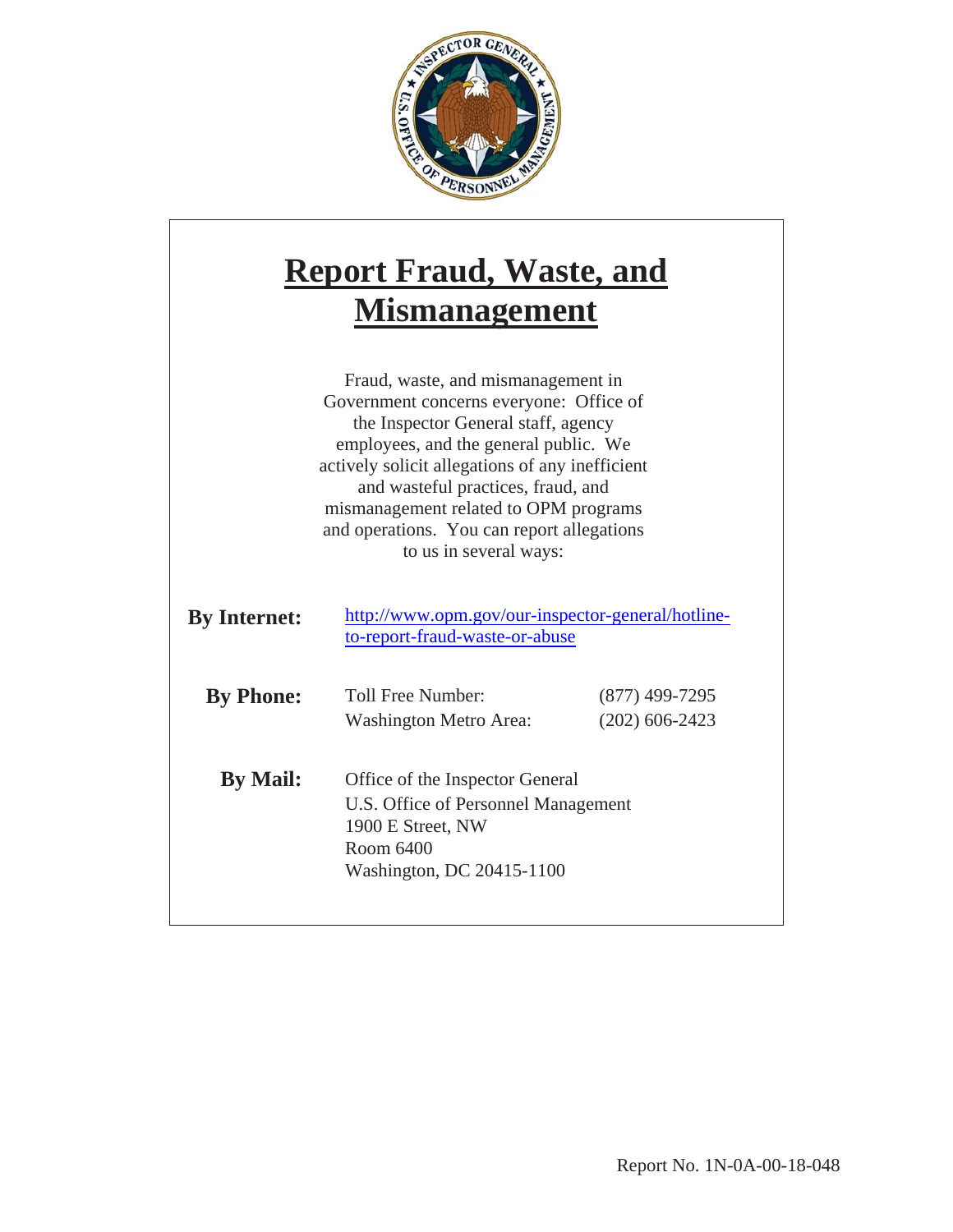# Report Fraud, Waste, and Mismanagement

Fraud, waste, and mismanagement in Government concerns everyone: Office of the Inspector General staff, agency employees, and the general public. We actively solicit allegations of any inefficient and wasteful practices, fraud, and mismanagement related to OPM programs and operations. You can report allegations to us in several ways:

**By Internet:** http://www.opm.gov/our-inspector-general/hotline-to-report-fraud-waste-or-abuse

**By Phone:**

| | | |
|---|---|---|
| | Toll Free Number: | (877) 499-7295 |
| | Washington Metro Area: | (202) 606-2423 |

**By Mail:**

Office of the Inspector General
U.S. Office of Personnel Management
1900 E Street, NW
Room 6400
Washington, DC 20415-1100

Report No. 1N-0A-00-18-048